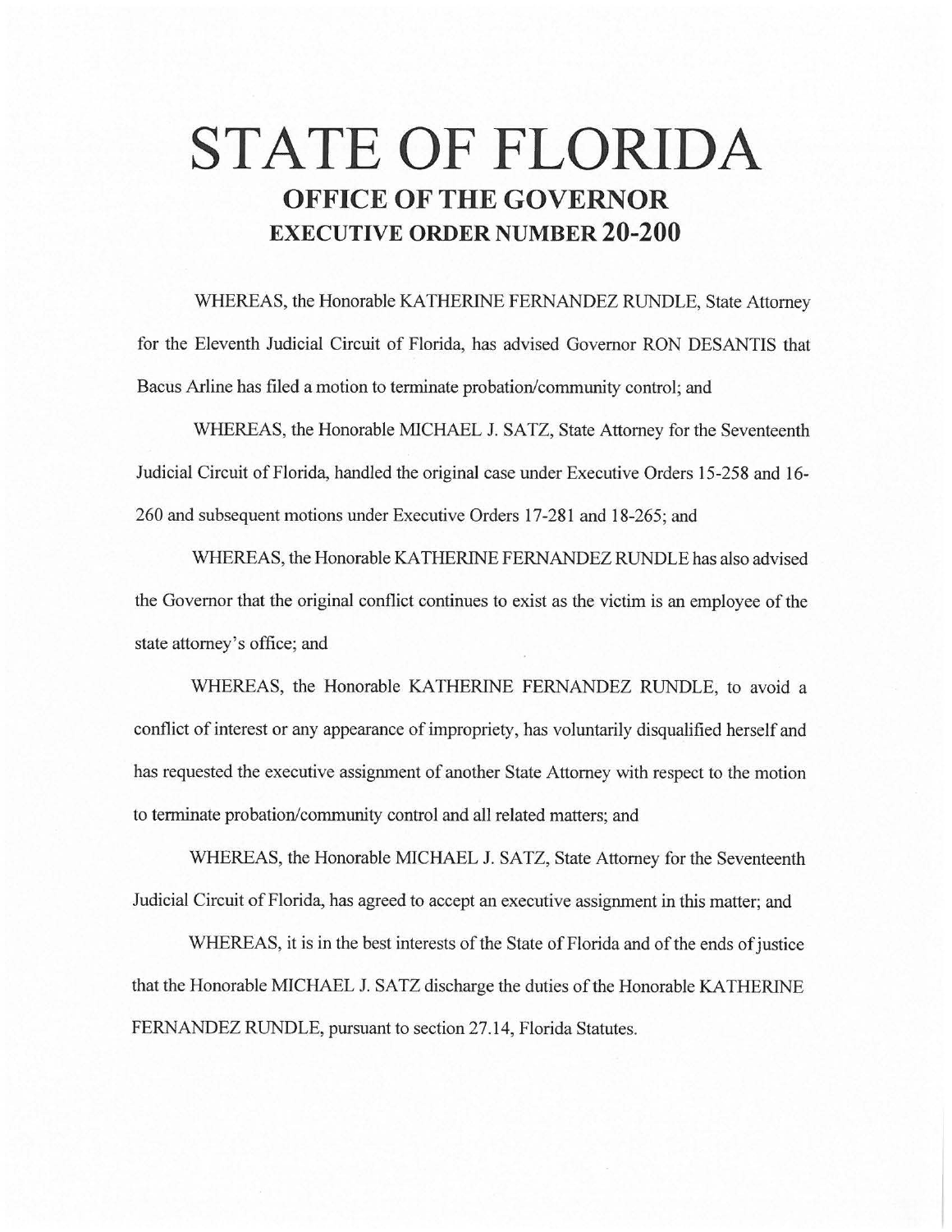# STATE OF FLORIDA

## OFFICE OF THE GOVERNOR

## EXECUTIVE ORDER NUMBER 20-200

WHEREAS, the Honorable KATHERINE FERNANDEZ RUNDLE, State Attorney for the Eleventh Judicial Circuit of Florida, has advised Governor RON DESANTIS that Bacus Arline has filed a motion to terminate probation/community control; and

WHEREAS, the Honorable MICHAEL J. SATZ, State Attorney for the Seventeenth Judicial Circuit of Florida, handled the original case under Executive Orders 15-258 and 16-260 and subsequent motions under Executive Orders 17-281 and 18-265; and

WHEREAS, the Honorable KATHERINE FERNANDEZ RUNDLE has also advised the Governor that the original conflict continues to exist as the victim is an employee of the state attorney's office; and

WHEREAS, the Honorable KATHERINE FERNANDEZ RUNDLE, to avoid a conflict of interest or any appearance of impropriety, has voluntarily disqualified herself and has requested the executive assignment of another State Attorney with respect to the motion to terminate probation/community control and all related matters; and

WHEREAS, the Honorable MICHAEL J. SATZ, State Attorney for the Seventeenth Judicial Circuit of Florida, has agreed to accept an executive assignment in this matter; and

WHEREAS, it is in the best interests of the State of Florida and of the ends of justice that the Honorable MICHAEL J. SATZ discharge the duties of the Honorable KATHERINE FERNANDEZ RUNDLE, pursuant to section 27.14, Florida Statutes.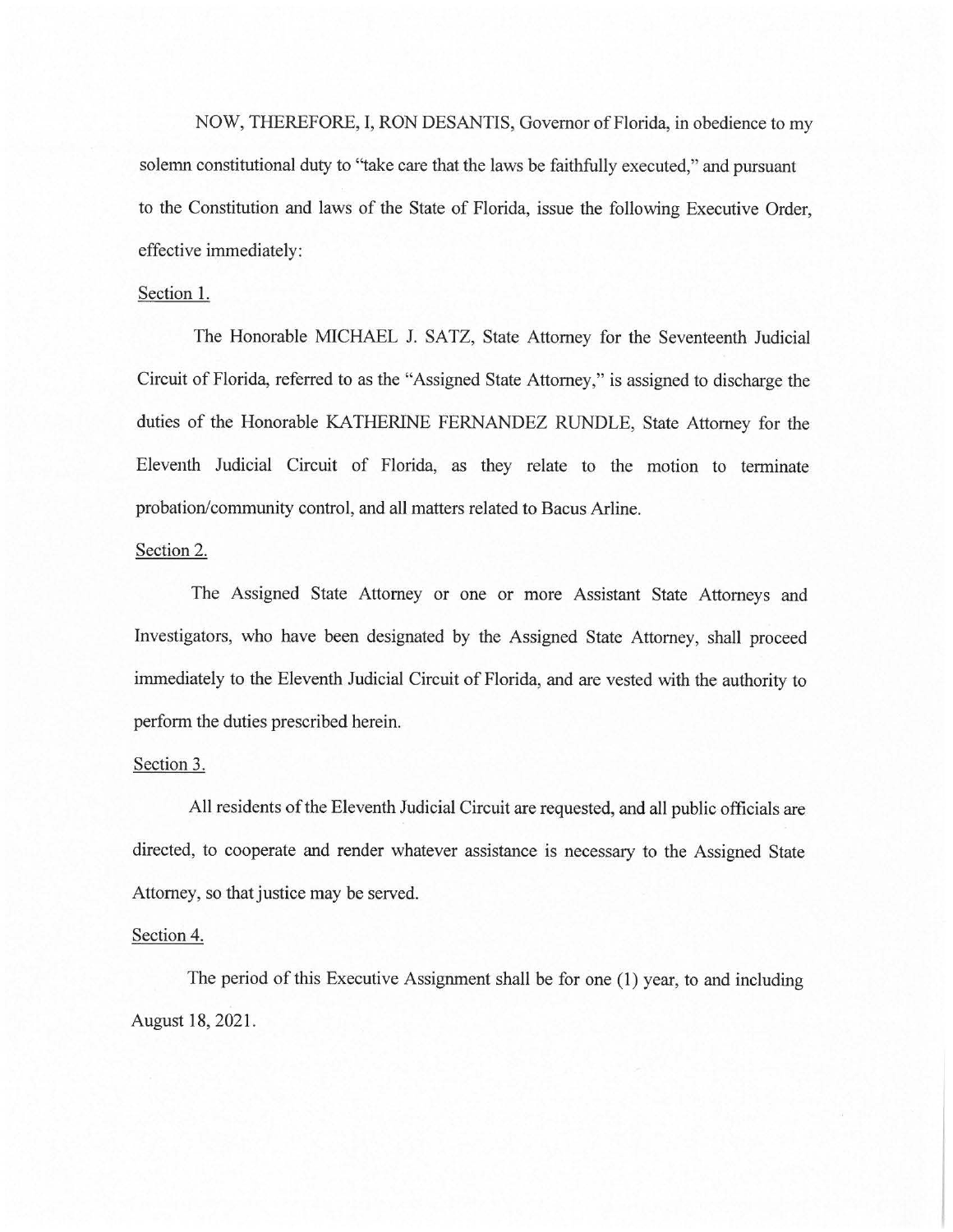NOW, THEREFORE, I, RON DESANTIS, Governor of Florida, in obedience to my solemn constitutional duty to "take care that the laws be faithfully executed," and pursuant to the Constitution and laws of the State of Florida, issue the following Executive Order, effective immediately:

Section 1.

The Honorable MICHAEL J. SATZ, State Attorney for the Seventeenth Judicial Circuit of Florida, referred to as the "Assigned State Attorney," is assigned to discharge the duties of the Honorable KATHERINE FERNANDEZ RUNDLE, State Attorney for the Eleventh Judicial Circuit of Florida, as they relate to the motion to terminate probation/community control, and all matters related to Bacus Arline.

Section 2.

The Assigned State Attorney or one or more Assistant State Attorneys and Investigators, who have been designated by the Assigned State Attorney, shall proceed immediately to the Eleventh Judicial Circuit of Florida, and are vested with the authority to perform the duties prescribed herein.

Section 3.

All residents of the Eleventh Judicial Circuit are requested, and all public officials are directed, to cooperate and render whatever assistance is necessary to the Assigned State Attorney, so that justice may be served.

Section 4.

The period of this Executive Assignment shall be for one (1) year, to and including August 18, 2021.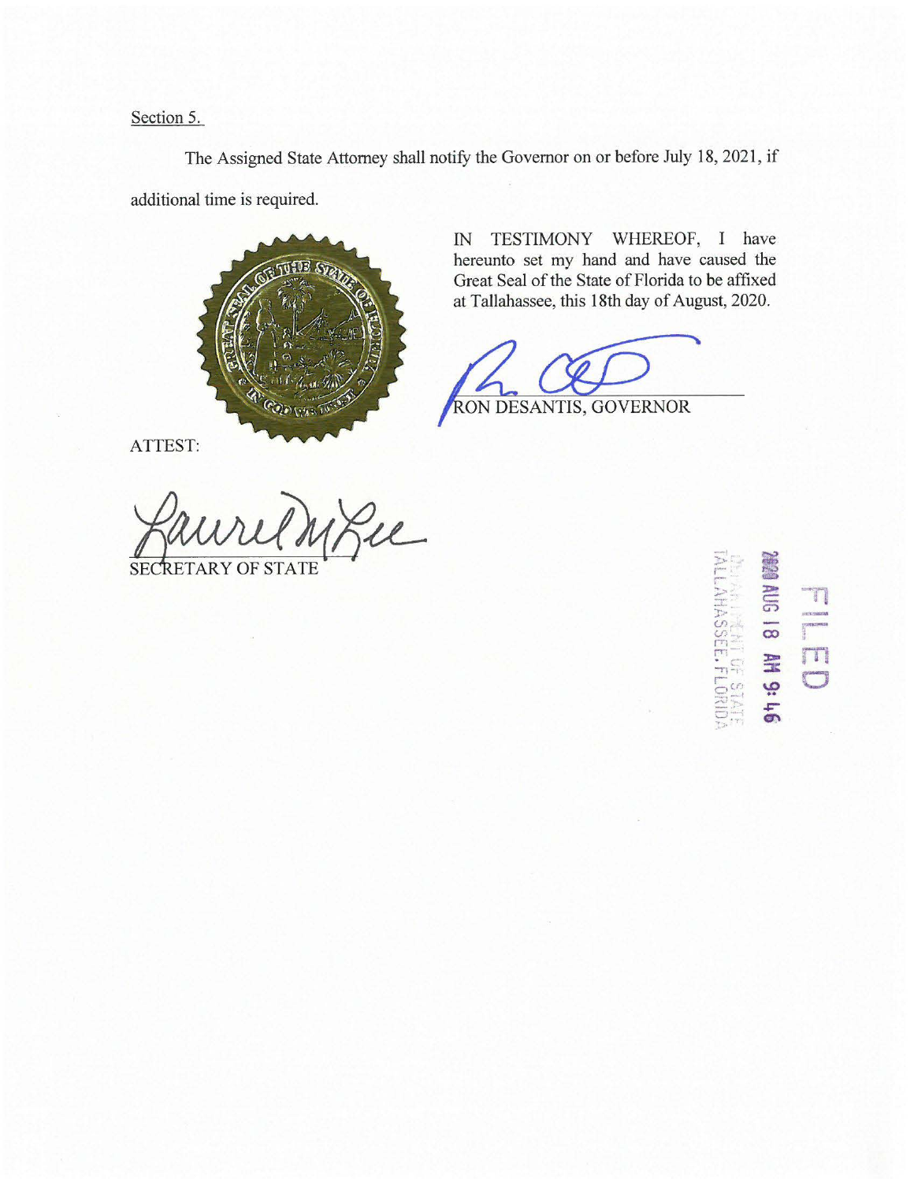Section 5.

The Assigned State Attorney shall notify the Governor on or before July 18, 2021, if additional time is required.

IN TESTIMONY WHEREOF, I have hereunto set my hand and have caused the Great Seal of the State of Florida to be affixed at Tallahassee, this 18th day of August, 2020.

RON DESANTIS, GOVERNOR

ATTEST:

SECRETARY OF STATE

FILED

2020 AUG 18 AM 9:46

DEPARTMENT OF STATE
TALLAHASSEE, FLORIDA